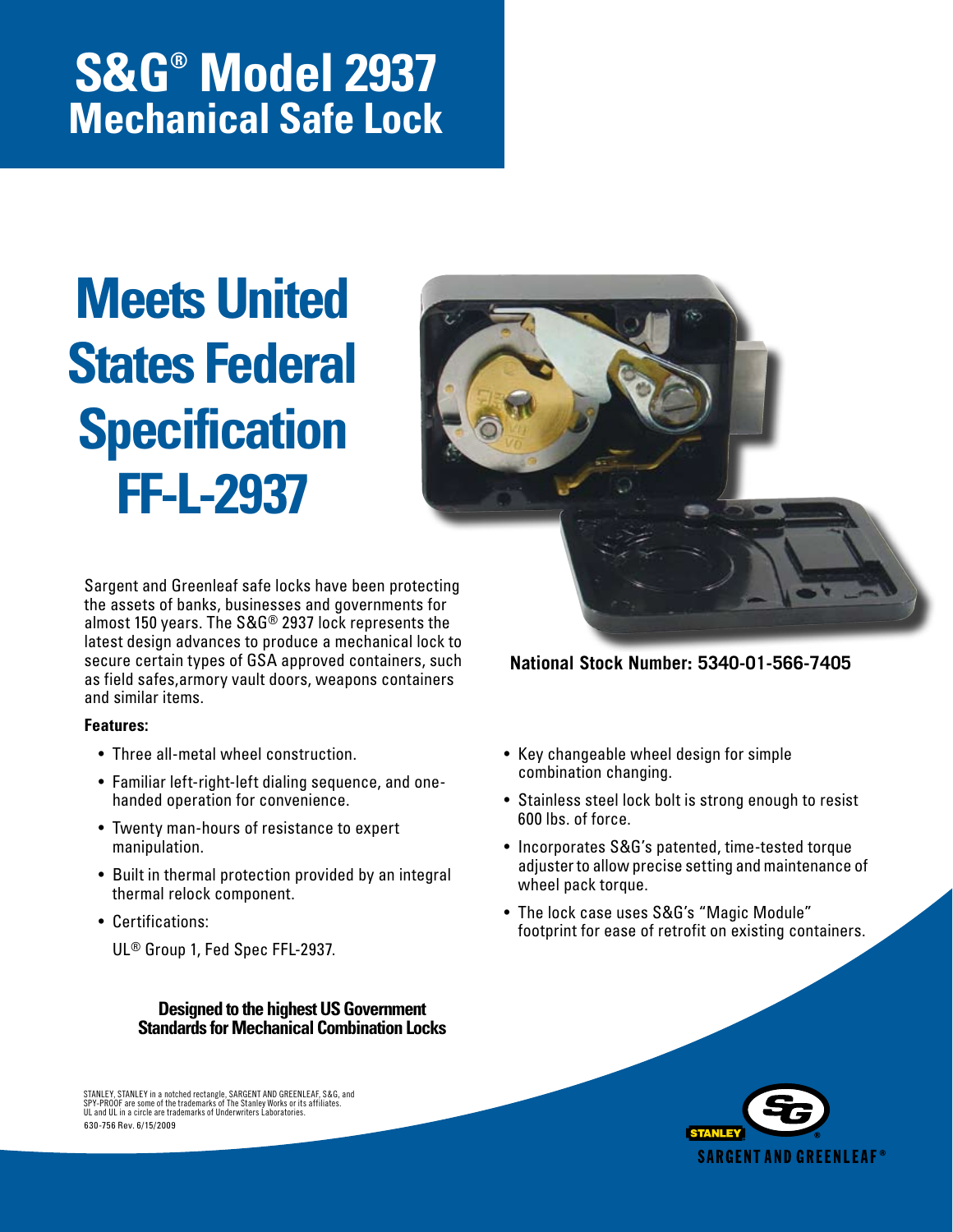# S&G® Model 2937
## Mechanical Safe Lock

# Meets United States Federal Specification FF-L-2937

Sargent and Greenleaf safe locks have been protecting the assets of banks, businesses and governments for almost 150 years. The S&G® 2937 lock represents the latest design advances to produce a mechanical lock to secure certain types of GSA approved containers, such as field safes,armory vault doors, weapons containers and similar items.

**National Stock Number: 5340-01-566-7405**

**Features:**

- Three all-metal wheel construction.
- Familiar left-right-left dialing sequence, and one-handed operation for convenience.
- Twenty man-hours of resistance to expert manipulation.
- Built in thermal protection provided by an integral thermal relock component.
- Certifications:

  UL® Group 1, Fed Spec FFL-2937.
- Key changeable wheel design for simple combination changing.
- Stainless steel lock bolt is strong enough to resist 600 lbs. of force.
- Incorporates S&G's patented, time-tested torque adjuster to allow precise setting and maintenance of wheel pack torque.
- The lock case uses S&G's "Magic Module" footprint for ease of retrofit on existing containers.

**Designed to the highest US Government Standards for Mechanical Combination Locks**

STANLEY, STANLEY in a notched rectangle, SARGENT AND GREENLEAF, S&G, and SPY-PROOF are some of the trademarks of The Stanley Works or its affiliates. UL and UL in a circle are trademarks of Underwriters Laboratories.
630-756 Rev. 6/15/2009

STANLEY SARGENT AND GREENLEAF®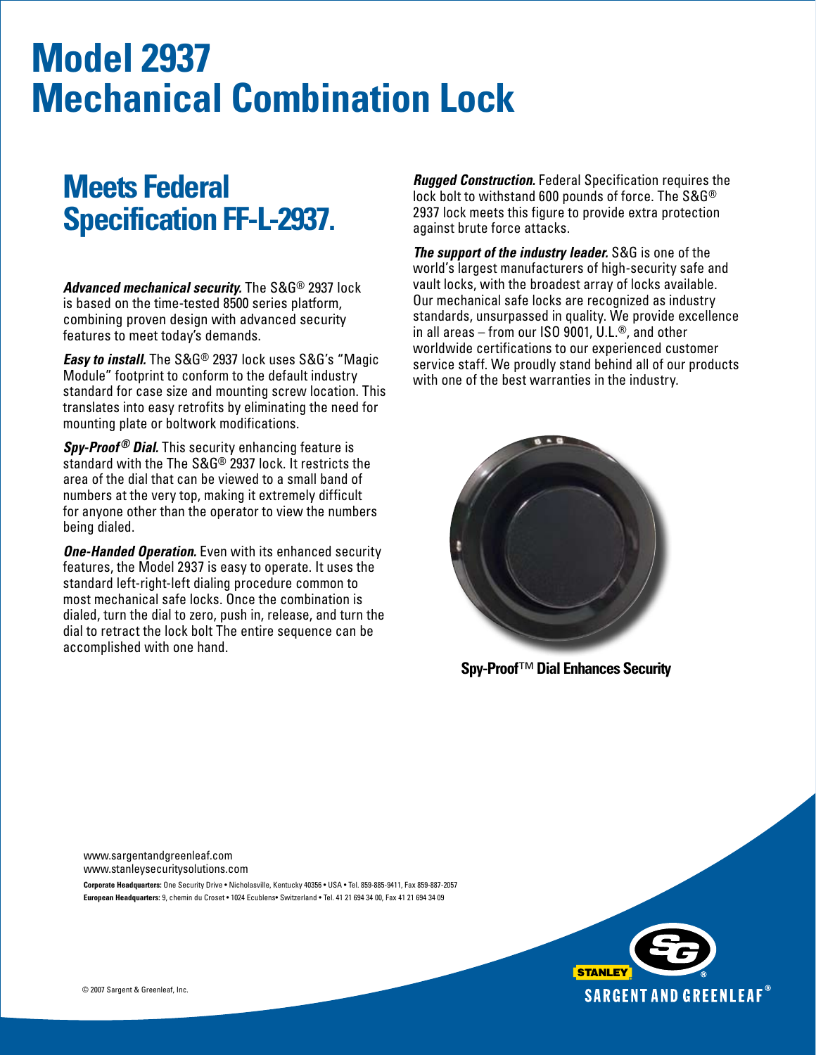# Model 2937 Mechanical Combination Lock

## Meets Federal Specification FF-L-2937.

***Advanced mechanical security.*** The S&G® 2937 lock is based on the time-tested 8500 series platform, combining proven design with advanced security features to meet today's demands.

***Easy to install.*** The S&G® 2937 lock uses S&G's "Magic Module" footprint to conform to the default industry standard for case size and mounting screw location. This translates into easy retrofits by eliminating the need for mounting plate or boltwork modifications.

***Spy-Proof® Dial.*** This security enhancing feature is standard with the The S&G® 2937 lock. It restricts the area of the dial that can be viewed to a small band of numbers at the very top, making it extremely difficult for anyone other than the operator to view the numbers being dialed.

***One-Handed Operation.*** Even with its enhanced security features, the Model 2937 is easy to operate. It uses the standard left-right-left dialing procedure common to most mechanical safe locks. Once the combination is dialed, turn the dial to zero, push in, release, and turn the dial to retract the lock bolt The entire sequence can be accomplished with one hand.

***Rugged Construction.*** Federal Specification requires the lock bolt to withstand 600 pounds of force. The S&G® 2937 lock meets this figure to provide extra protection against brute force attacks.

***The support of the industry leader.*** S&G is one of the world's largest manufacturers of high-security safe and vault locks, with the broadest array of locks available. Our mechanical safe locks are recognized as industry standards, unsurpassed in quality. We provide excellence in all areas – from our ISO 9001, U.L.®, and other worldwide certifications to our experienced customer service staff. We proudly stand behind all of our products with one of the best warranties in the industry.

**Spy-Proof™ Dial Enhances Security**

www.sargentandgreenleaf.com
www.stanleysecuritysolutions.com

**Corporate Headquarters:** One Security Drive • Nicholasville, Kentucky 40356 • USA • Tel. 859-885-9411, Fax 859-887-2057
**European Headquarters:** 9, chemin du Croset • 1024 Ecublens• Switzerland • Tel. 41 21 694 34 00, Fax 41 21 694 34 09

© 2007 Sargent & Greenleaf, Inc.

STANLEY SARGENT AND GREENLEAF®